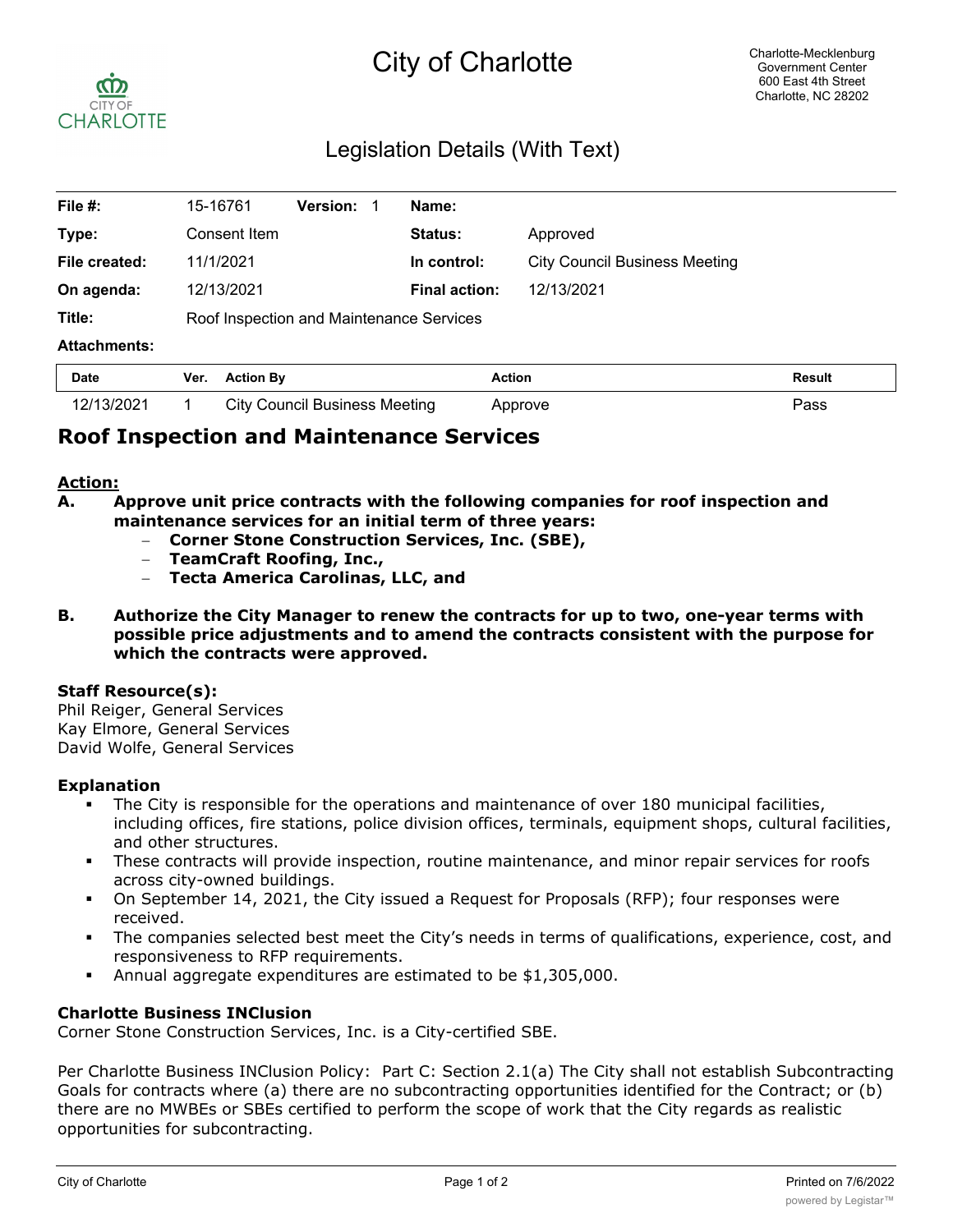# City of Charlotte

Charlotte-Mecklenburg Government Center
600 East 4th Street
Charlotte, NC 28202

## Legislation Details (With Text)

| | | | | | |
|---|---|---|---|---|---|
| **File #:** | 15-16761 | **Version:** 1 | **Name:** | | |
| **Type:** | Consent Item | | **Status:** | Approved | |
| **File created:** | 11/1/2021 | | **In control:** | City Council Business Meeting | |
| **On agenda:** | 12/13/2021 | | **Final action:** | 12/13/2021 | |
| **Title:** | Roof Inspection and Maintenance Services | | | | |
| **Attachments:** | | | | | |

| Date | Ver. | Action By | Action | Result |
|---|---|---|---|---|
| 12/13/2021 | 1 | City Council Business Meeting | Approve | Pass |

## Roof Inspection and Maintenance Services

**Action:**

**A. Approve unit price contracts with the following companies for roof inspection and maintenance services for an initial term of three years:**
- **Corner Stone Construction Services, Inc. (SBE),**
- **TeamCraft Roofing, Inc.,**
- **Tecta America Carolinas, LLC, and**

**B. Authorize the City Manager to renew the contracts for up to two, one-year terms with possible price adjustments and to amend the contracts consistent with the purpose for which the contracts were approved.**

**Staff Resource(s):**
Phil Reiger, General Services
Kay Elmore, General Services
David Wolfe, General Services

**Explanation**
- The City is responsible for the operations and maintenance of over 180 municipal facilities, including offices, fire stations, police division offices, terminals, equipment shops, cultural facilities, and other structures.
- These contracts will provide inspection, routine maintenance, and minor repair services for roofs across city-owned buildings.
- On September 14, 2021, the City issued a Request for Proposals (RFP); four responses were received.
- The companies selected best meet the City's needs in terms of qualifications, experience, cost, and responsiveness to RFP requirements.
- Annual aggregate expenditures are estimated to be $1,305,000.

**Charlotte Business INClusion**
Corner Stone Construction Services, Inc. is a City-certified SBE.

Per Charlotte Business INClusion Policy: Part C: Section 2.1(a) The City shall not establish Subcontracting Goals for contracts where (a) there are no subcontracting opportunities identified for the Contract; or (b) there are no MWBEs or SBEs certified to perform the scope of work that the City regards as realistic opportunities for subcontracting.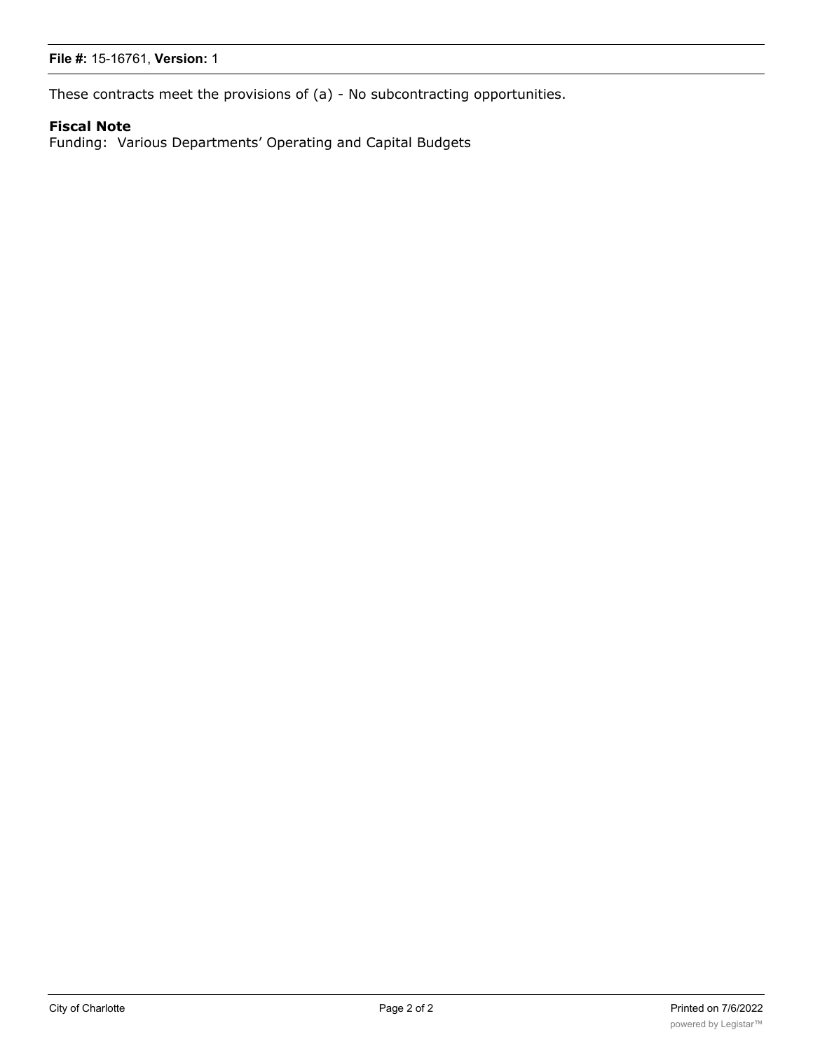These contracts meet the provisions of (a) - No subcontracting opportunities.

**Fiscal Note**

Funding: Various Departments' Operating and Capital Budgets